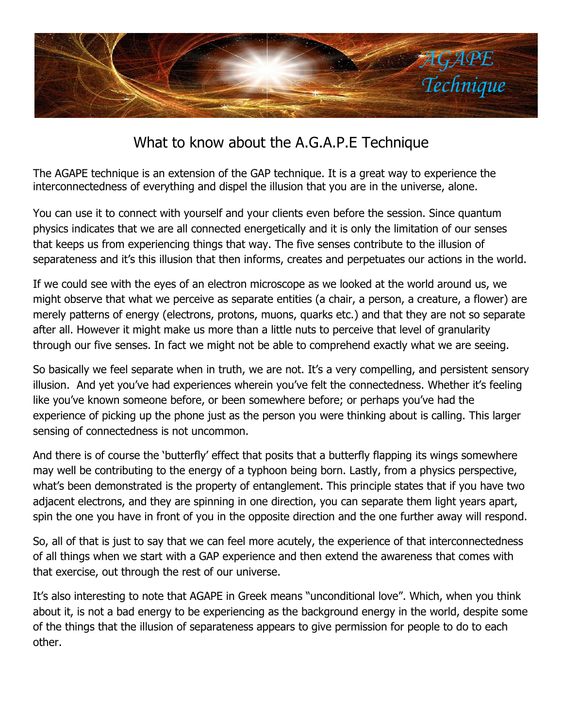# What to know about the A.G.A.P.E Technique

The AGAPE technique is an extension of the GAP technique. It is a great way to experience the interconnectedness of everything and dispel the illusion that you are in the universe, alone.

You can use it to connect with yourself and your clients even before the session. Since quantum physics indicates that we are all connected energetically and it is only the limitation of our senses that keeps us from experiencing things that way. The five senses contribute to the illusion of separateness and it's this illusion that then informs, creates and perpetuates our actions in the world.

If we could see with the eyes of an electron microscope as we looked at the world around us, we might observe that what we perceive as separate entities (a chair, a person, a creature, a flower) are merely patterns of energy (electrons, protons, muons, quarks etc.) and that they are not so separate after all. However it might make us more than a little nuts to perceive that level of granularity through our five senses. In fact we might not be able to comprehend exactly what we are seeing.

So basically we feel separate when in truth, we are not. It's a very compelling, and persistent sensory illusion. And yet you've had experiences wherein you've felt the connectedness. Whether it's feeling like you've known someone before, or been somewhere before; or perhaps you've had the experience of picking up the phone just as the person you were thinking about is calling. This larger sensing of connectedness is not uncommon.

And there is of course the 'butterfly' effect that posits that a butterfly flapping its wings somewhere may well be contributing to the energy of a typhoon being born. Lastly, from a physics perspective, what's been demonstrated is the property of entanglement. This principle states that if you have two adjacent electrons, and they are spinning in one direction, you can separate them light years apart, spin the one you have in front of you in the opposite direction and the one further away will respond.

So, all of that is just to say that we can feel more acutely, the experience of that interconnectedness of all things when we start with a GAP experience and then extend the awareness that comes with that exercise, out through the rest of our universe.

It's also interesting to note that AGAPE in Greek means "unconditional love". Which, when you think about it, is not a bad energy to be experiencing as the background energy in the world, despite some of the things that the illusion of separateness appears to give permission for people to do to each other.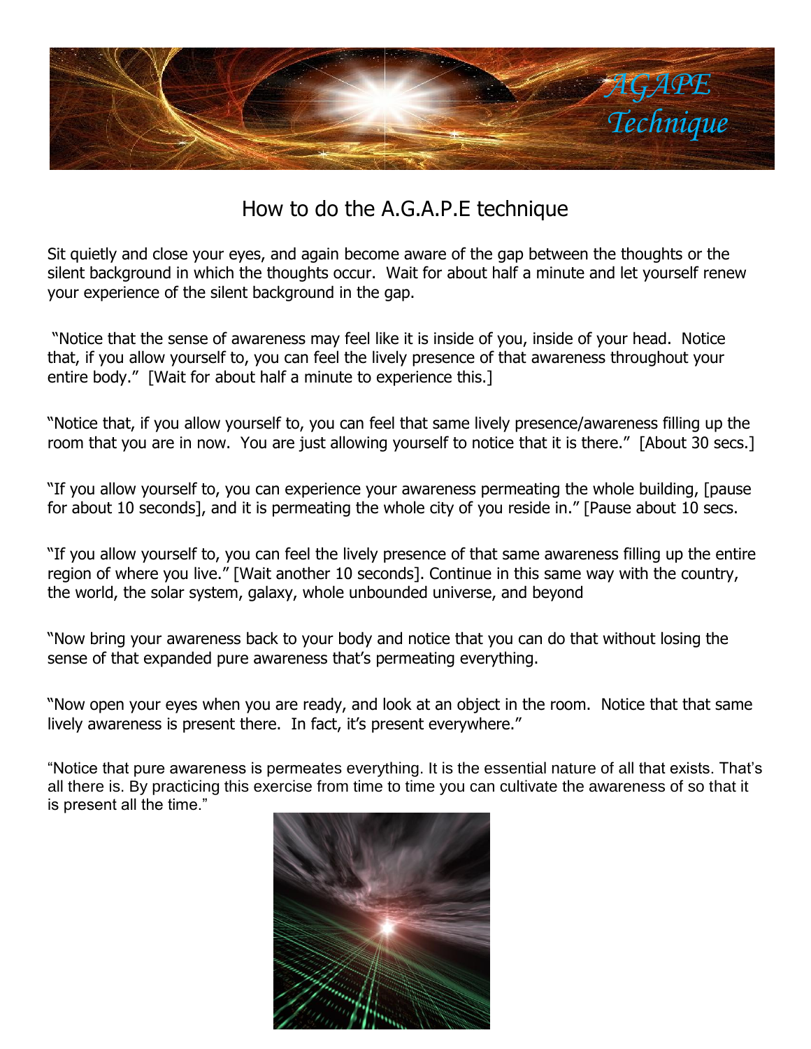# How to do the A.G.A.P.E technique

Sit quietly and close your eyes, and again become aware of the gap between the thoughts or the silent background in which the thoughts occur. Wait for about half a minute and let yourself renew your experience of the silent background in the gap.

"Notice that the sense of awareness may feel like it is inside of you, inside of your head. Notice that, if you allow yourself to, you can feel the lively presence of that awareness throughout your entire body." [Wait for about half a minute to experience this.]

"Notice that, if you allow yourself to, you can feel that same lively presence/awareness filling up the room that you are in now. You are just allowing yourself to notice that it is there." [About 30 secs.]

"If you allow yourself to, you can experience your awareness permeating the whole building, [pause for about 10 seconds], and it is permeating the whole city of you reside in." [Pause about 10 secs.

"If you allow yourself to, you can feel the lively presence of that same awareness filling up the entire region of where you live." [Wait another 10 seconds]. Continue in this same way with the country, the world, the solar system, galaxy, whole unbounded universe, and beyond

"Now bring your awareness back to your body and notice that you can do that without losing the sense of that expanded pure awareness that's permeating everything.

"Now open your eyes when you are ready, and look at an object in the room. Notice that that same lively awareness is present there. In fact, it's present everywhere."

"Notice that pure awareness is permeates everything. It is the essential nature of all that exists. That's all there is. By practicing this exercise from time to time you can cultivate the awareness of so that it is present all the time."